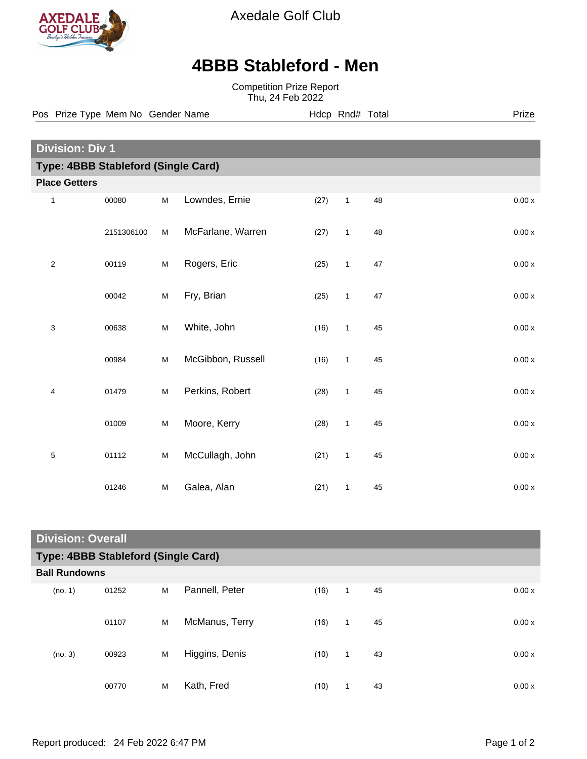Axedale Golf Club

# 4BBB Stableford - Men

Competition Prize Report
Thu, 24 Feb 2022

| Pos | Prize Type | Mem No | Gender | Name | Hdcp | Rnd# | Total | Prize |
|---|---|---|---|---|---|---|---|---|
| **Division: Div 1** | | | | | | | | |
| **Type: 4BBB Stableford (Single Card)** | | | | | | | | |
| **Place Getters** | | | | | | | | |
| 1 | | 00080 | M | Lowndes, Ernie | (27) | 1 | 48 | 0.00 x |
| | | 2151306100 | M | McFarlane, Warren | (27) | 1 | 48 | 0.00 x |
| 2 | | 00119 | M | Rogers, Eric | (25) | 1 | 47 | 0.00 x |
| | | 00042 | M | Fry, Brian | (25) | 1 | 47 | 0.00 x |
| 3 | | 00638 | M | White, John | (16) | 1 | 45 | 0.00 x |
| | | 00984 | M | McGibbon, Russell | (16) | 1 | 45 | 0.00 x |
| 4 | | 01479 | M | Perkins, Robert | (28) | 1 | 45 | 0.00 x |
| | | 01009 | M | Moore, Kerry | (28) | 1 | 45 | 0.00 x |
| 5 | | 01112 | M | McCullagh, John | (21) | 1 | 45 | 0.00 x |
| | | 01246 | M | Galea, Alan | (21) | 1 | 45 | 0.00 x |
| **Division: Overall** | | | | | | | | |
| **Type: 4BBB Stableford (Single Card)** | | | | | | | | |
| **Ball Rundowns** | | | | | | | | |
| (no. 1) | | 01252 | M | Pannell, Peter | (16) | 1 | 45 | 0.00 x |
| | | 01107 | M | McManus, Terry | (16) | 1 | 45 | 0.00 x |
| (no. 3) | | 00923 | M | Higgins, Denis | (10) | 1 | 43 | 0.00 x |
| | | 00770 | M | Kath, Fred | (10) | 1 | 43 | 0.00 x |

Report produced: 24 Feb 2022 6:47 PM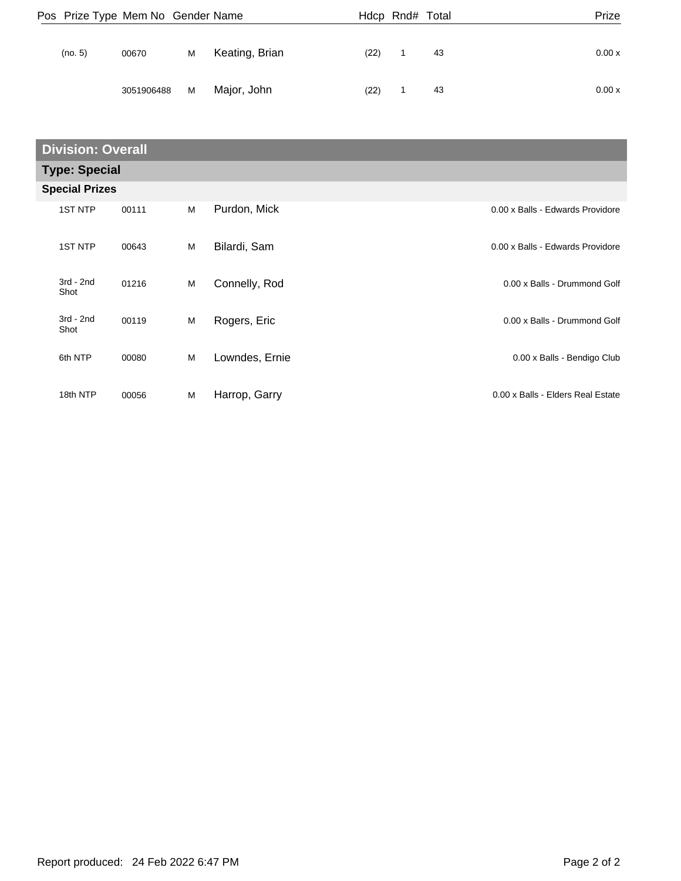| Pos | Prize Type | Mem No | Gender | Name | Hdcp | Rnd# | Total | Prize |
|---|---|---|---|---|---|---|---|---|
| | (no. 5) | 00670 | M | Keating, Brian | (22) | 1 | 43 | 0.00 x |
| | | 3051906488 | M | Major, John | (22) | 1 | 43 | 0.00 x |

## Division: Overall

### Type: Special

#### Special Prizes

| | | | | |
|---|---|---|---|---|
| 1ST NTP | 00111 | M | Purdon, Mick | 0.00 x Balls - Edwards Providore |
| 1ST NTP | 00643 | M | Bilardi, Sam | 0.00 x Balls - Edwards Providore |
| 3rd - 2nd Shot | 01216 | M | Connelly, Rod | 0.00 x Balls - Drummond Golf |
| 3rd - 2nd Shot | 00119 | M | Rogers, Eric | 0.00 x Balls - Drummond Golf |
| 6th NTP | 00080 | M | Lowndes, Ernie | 0.00 x Balls - Bendigo Club |
| 18th NTP | 00056 | M | Harrop, Garry | 0.00 x Balls - Elders Real Estate |

Report produced: 24 Feb 2022 6:47 PM